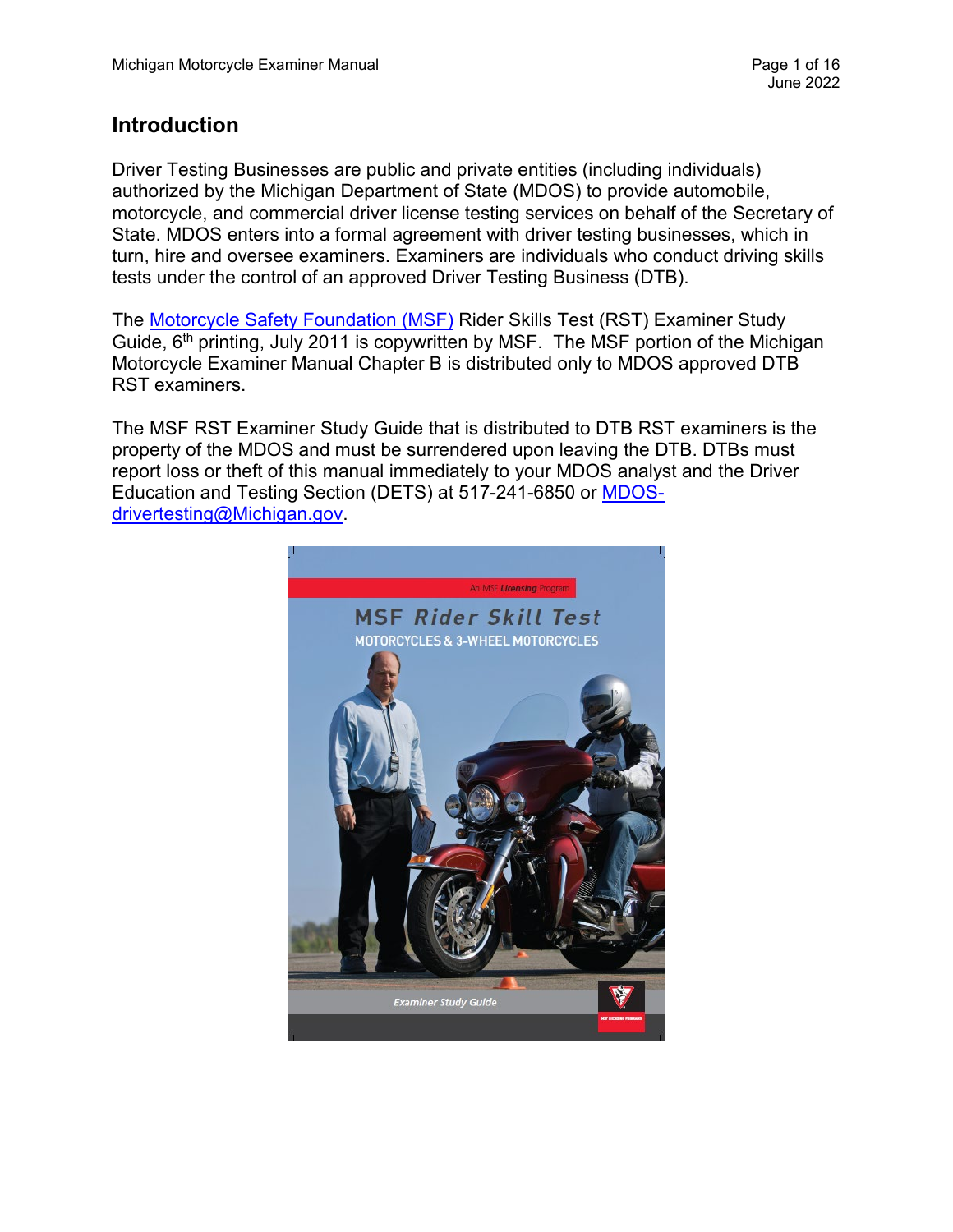# Introduction

Driver Testing Businesses are public and private entities (including individuals) authorized by the Michigan Department of State (MDOS) to provide automobile, motorcycle, and commercial driver license testing services on behalf of the Secretary of State. MDOS enters into a formal agreement with driver testing businesses, which in turn, hire and oversee examiners. Examiners are individuals who conduct driving skills tests under the control of an approved Driver Testing Business (DTB).

The Motorcycle Safety Foundation (MSF) Rider Skills Test (RST) Examiner Study Guide, 6th printing, July 2011 is copywritten by MSF. The MSF portion of the Michigan Motorcycle Examiner Manual Chapter B is distributed only to MDOS approved DTB RST examiners.

The MSF RST Examiner Study Guide that is distributed to DTB RST examiners is the property of the MDOS and must be surrendered upon leaving the DTB. DTBs must report loss or theft of this manual immediately to your MDOS analyst and the Driver Education and Testing Section (DETS) at 517-241-6850 or MDOS-drivertesting@Michigan.gov.

An MSF *Licensing* Program

MSF *Rider Skill Test*

MOTORCYCLES & 3-WHEEL MOTORCYCLES

*Examiner Study Guide*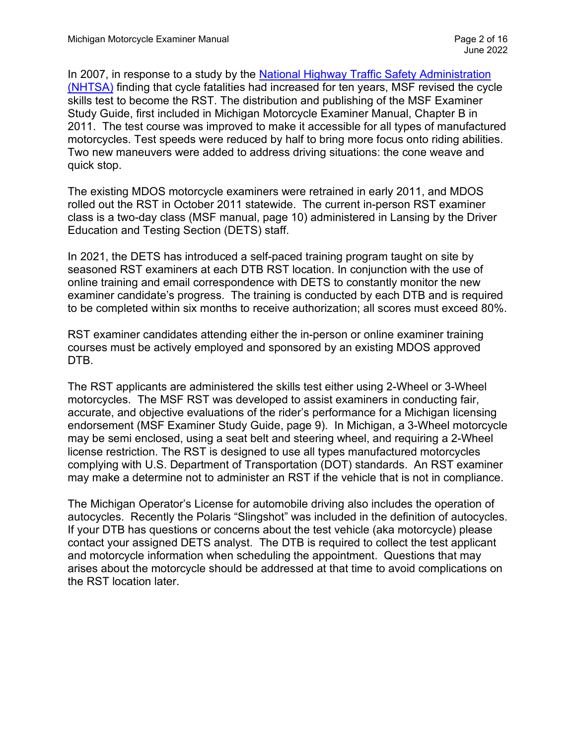In 2007, in response to a study by the [National Highway Traffic Safety Administration (NHTSA)](https://www.nhtsa.gov) finding that cycle fatalities had increased for ten years, MSF revised the cycle skills test to become the RST. The distribution and publishing of the MSF Examiner Study Guide, first included in Michigan Motorcycle Examiner Manual, Chapter B in 2011. The test course was improved to make it accessible for all types of manufactured motorcycles. Test speeds were reduced by half to bring more focus onto riding abilities. Two new maneuvers were added to address driving situations: the cone weave and quick stop.

The existing MDOS motorcycle examiners were retrained in early 2011, and MDOS rolled out the RST in October 2011 statewide. The current in-person RST examiner class is a two-day class (MSF manual, page 10) administered in Lansing by the Driver Education and Testing Section (DETS) staff.

In 2021, the DETS has introduced a self-paced training program taught on site by seasoned RST examiners at each DTB RST location. In conjunction with the use of online training and email correspondence with DETS to constantly monitor the new examiner candidate's progress. The training is conducted by each DTB and is required to be completed within six months to receive authorization; all scores must exceed 80%.

RST examiner candidates attending either the in-person or online examiner training courses must be actively employed and sponsored by an existing MDOS approved DTB.

The RST applicants are administered the skills test either using 2-Wheel or 3-Wheel motorcycles. The MSF RST was developed to assist examiners in conducting fair, accurate, and objective evaluations of the rider's performance for a Michigan licensing endorsement (MSF Examiner Study Guide, page 9). In Michigan, a 3-Wheel motorcycle may be semi enclosed, using a seat belt and steering wheel, and requiring a 2-Wheel license restriction. The RST is designed to use all types manufactured motorcycles complying with U.S. Department of Transportation (DOT) standards. An RST examiner may make a determine not to administer an RST if the vehicle that is not in compliance.

The Michigan Operator's License for automobile driving also includes the operation of autocycles. Recently the Polaris "Slingshot" was included in the definition of autocycles. If your DTB has questions or concerns about the test vehicle (aka motorcycle) please contact your assigned DETS analyst. The DTB is required to collect the test applicant and motorcycle information when scheduling the appointment. Questions that may arises about the motorcycle should be addressed at that time to avoid complications on the RST location later.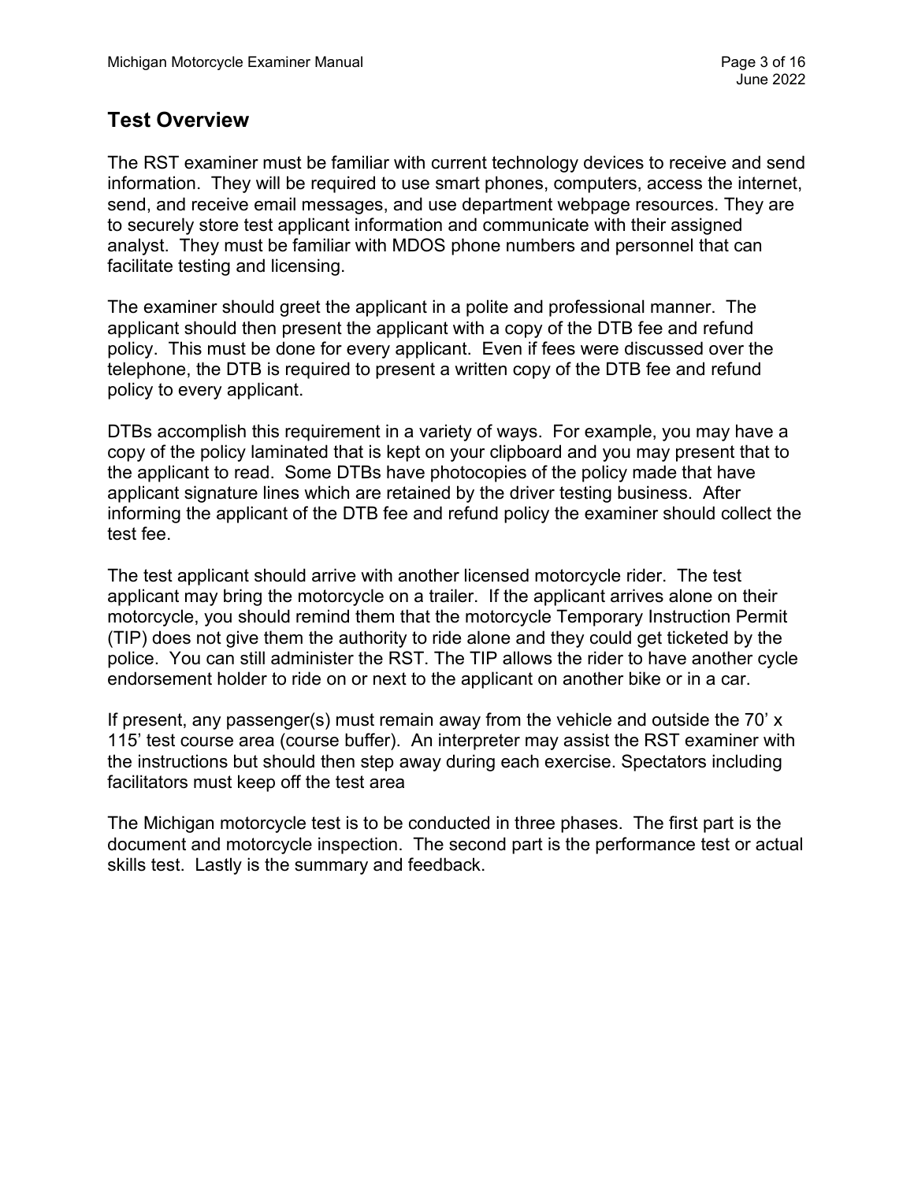## Test Overview

The RST examiner must be familiar with current technology devices to receive and send information. They will be required to use smart phones, computers, access the internet, send, and receive email messages, and use department webpage resources. They are to securely store test applicant information and communicate with their assigned analyst. They must be familiar with MDOS phone numbers and personnel that can facilitate testing and licensing.

The examiner should greet the applicant in a polite and professional manner. The applicant should then present the applicant with a copy of the DTB fee and refund policy. This must be done for every applicant. Even if fees were discussed over the telephone, the DTB is required to present a written copy of the DTB fee and refund policy to every applicant.

DTBs accomplish this requirement in a variety of ways. For example, you may have a copy of the policy laminated that is kept on your clipboard and you may present that to the applicant to read. Some DTBs have photocopies of the policy made that have applicant signature lines which are retained by the driver testing business. After informing the applicant of the DTB fee and refund policy the examiner should collect the test fee.

The test applicant should arrive with another licensed motorcycle rider. The test applicant may bring the motorcycle on a trailer. If the applicant arrives alone on their motorcycle, you should remind them that the motorcycle Temporary Instruction Permit (TIP) does not give them the authority to ride alone and they could get ticketed by the police. You can still administer the RST. The TIP allows the rider to have another cycle endorsement holder to ride on or next to the applicant on another bike or in a car.

If present, any passenger(s) must remain away from the vehicle and outside the 70' x 115' test course area (course buffer). An interpreter may assist the RST examiner with the instructions but should then step away during each exercise. Spectators including facilitators must keep off the test area

The Michigan motorcycle test is to be conducted in three phases. The first part is the document and motorcycle inspection. The second part is the performance test or actual skills test. Lastly is the summary and feedback.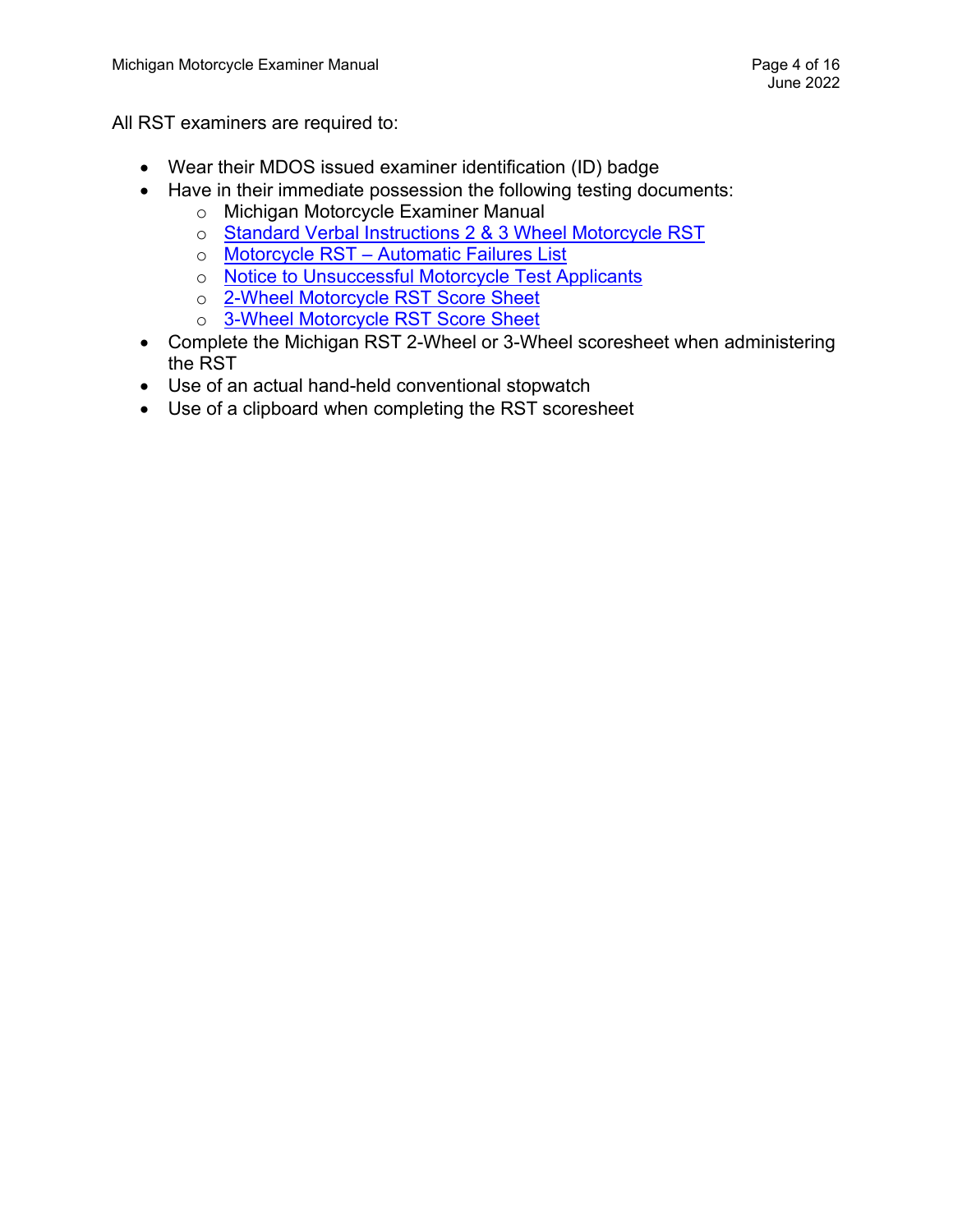All RST examiners are required to:

- Wear their MDOS issued examiner identification (ID) badge
- Have in their immediate possession the following testing documents:
  - Michigan Motorcycle Examiner Manual
  - Standard Verbal Instructions 2 & 3 Wheel Motorcycle RST
  - Motorcycle RST – Automatic Failures List
  - Notice to Unsuccessful Motorcycle Test Applicants
  - 2-Wheel Motorcycle RST Score Sheet
  - 3-Wheel Motorcycle RST Score Sheet
- Complete the Michigan RST 2-Wheel or 3-Wheel scoresheet when administering the RST
- Use of an actual hand-held conventional stopwatch
- Use of a clipboard when completing the RST scoresheet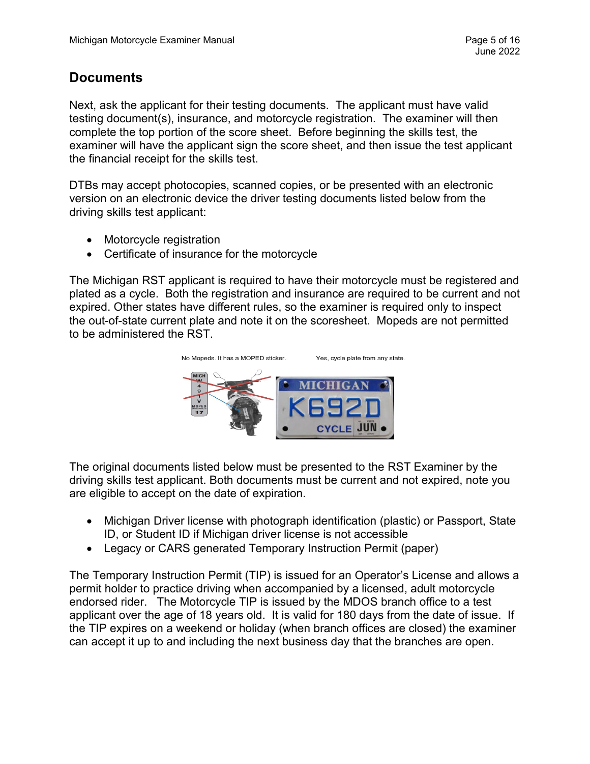## Documents

Next, ask the applicant for their testing documents. The applicant must have valid testing document(s), insurance, and motorcycle registration. The examiner will then complete the top portion of the score sheet. Before beginning the skills test, the examiner will have the applicant sign the score sheet, and then issue the test applicant the financial receipt for the skills test.

DTBs may accept photocopies, scanned copies, or be presented with an electronic version on an electronic device the driver testing documents listed below from the driving skills test applicant:

- Motorcycle registration
- Certificate of insurance for the motorcycle

The Michigan RST applicant is required to have their motorcycle must be registered and plated as a cycle. Both the registration and insurance are required to be current and not expired. Other states have different rules, so the examiner is required only to inspect the out-of-state current plate and note it on the scoresheet. Mopeds are not permitted to be administered the RST.

No Mopeds. It has a MOPED sticker.

Yes, cycle plate from any state.

The original documents listed below must be presented to the RST Examiner by the driving skills test applicant. Both documents must be current and not expired, note you are eligible to accept on the date of expiration.

- Michigan Driver license with photograph identification (plastic) or Passport, State ID, or Student ID if Michigan driver license is not accessible
- Legacy or CARS generated Temporary Instruction Permit (paper)

The Temporary Instruction Permit (TIP) is issued for an Operator's License and allows a permit holder to practice driving when accompanied by a licensed, adult motorcycle endorsed rider. The Motorcycle TIP is issued by the MDOS branch office to a test applicant over the age of 18 years old. It is valid for 180 days from the date of issue. If the TIP expires on a weekend or holiday (when branch offices are closed) the examiner can accept it up to and including the next business day that the branches are open.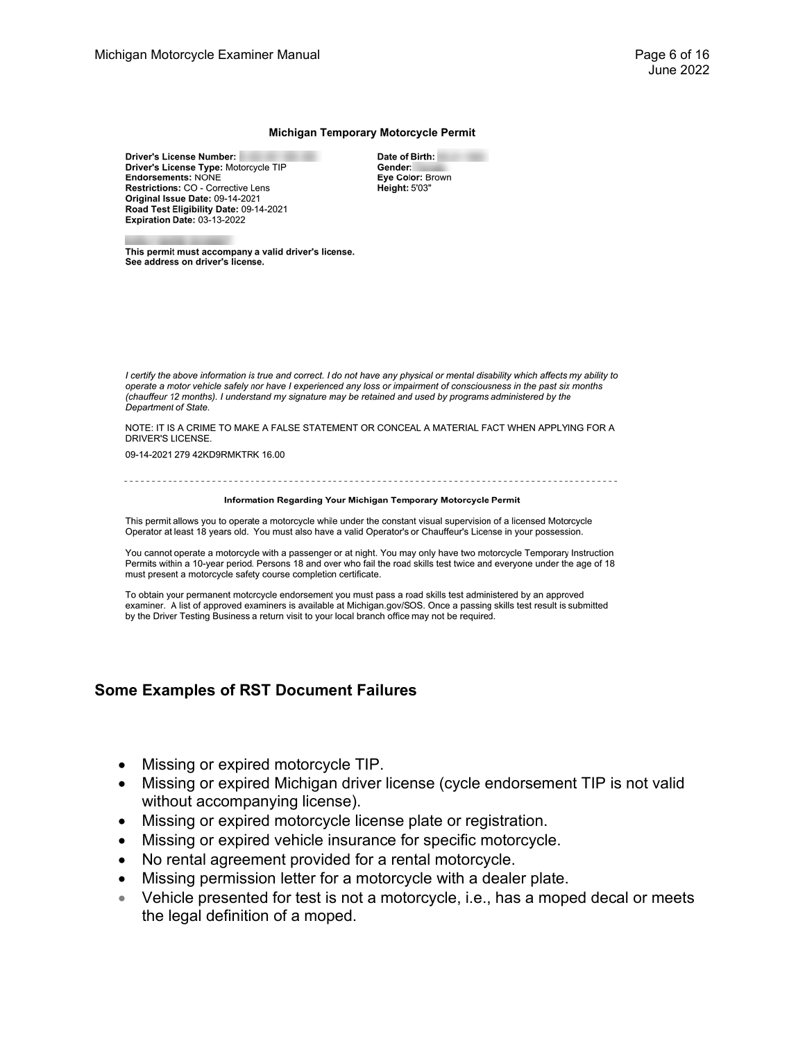**Michigan Temporary Motorcycle Permit**

**Driver's License Number:**
**Driver's License Type:** Motorcycle TIP
**Endorsements:** NONE
**Restrictions:** CO - Corrective Lens
**Original Issue Date:** 09-14-2021
**Road Test Eligibility Date:** 09-14-2021
**Expiration Date:** 03-13-2022

**Date of Birth:**
**Gender:**
**Eye Color:** Brown
**Height:** 5'03"

**This permit must accompany a valid driver's license.**
**See address on driver's license.**

*I certify the above information is true and correct. I do not have any physical or mental disability which affects my ability to operate a motor vehicle safely nor have I experienced any loss or impairment of consciousness in the past six months (chauffeur 12 months). I understand my signature may be retained and used by programs administered by the Department of State.*

NOTE: IT IS A CRIME TO MAKE A FALSE STATEMENT OR CONCEAL A MATERIAL FACT WHEN APPLYING FOR A DRIVER'S LICENSE.

09-14-2021 279 42KD9RMKTRK 16.00

---

**Information Regarding Your Michigan Temporary Motorcycle Permit**

This permit allows you to operate a motorcycle while under the constant visual supervision of a licensed Motorcycle Operator at least 18 years old. You must also have a valid Operator's or Chauffeur's License in your possession.

You cannot operate a motorcycle with a passenger or at night. You may only have two motorcycle Temporary Instruction Permits within a 10-year period. Persons 18 and over who fail the road skills test twice and everyone under the age of 18 must present a motorcycle safety course completion certificate.

To obtain your permanent motorcycle endorsement you must pass a road skills test administered by an approved examiner. A list of approved examiners is available at Michigan.gov/SOS. Once a passing skills test result is submitted by the Driver Testing Business a return visit to your local branch office may not be required.

## Some Examples of RST Document Failures

- Missing or expired motorcycle TIP.
- Missing or expired Michigan driver license (cycle endorsement TIP is not valid without accompanying license).
- Missing or expired motorcycle license plate or registration.
- Missing or expired vehicle insurance for specific motorcycle.
- No rental agreement provided for a rental motorcycle.
- Missing permission letter for a motorcycle with a dealer plate.
- Vehicle presented for test is not a motorcycle, i.e., has a moped decal or meets the legal definition of a moped.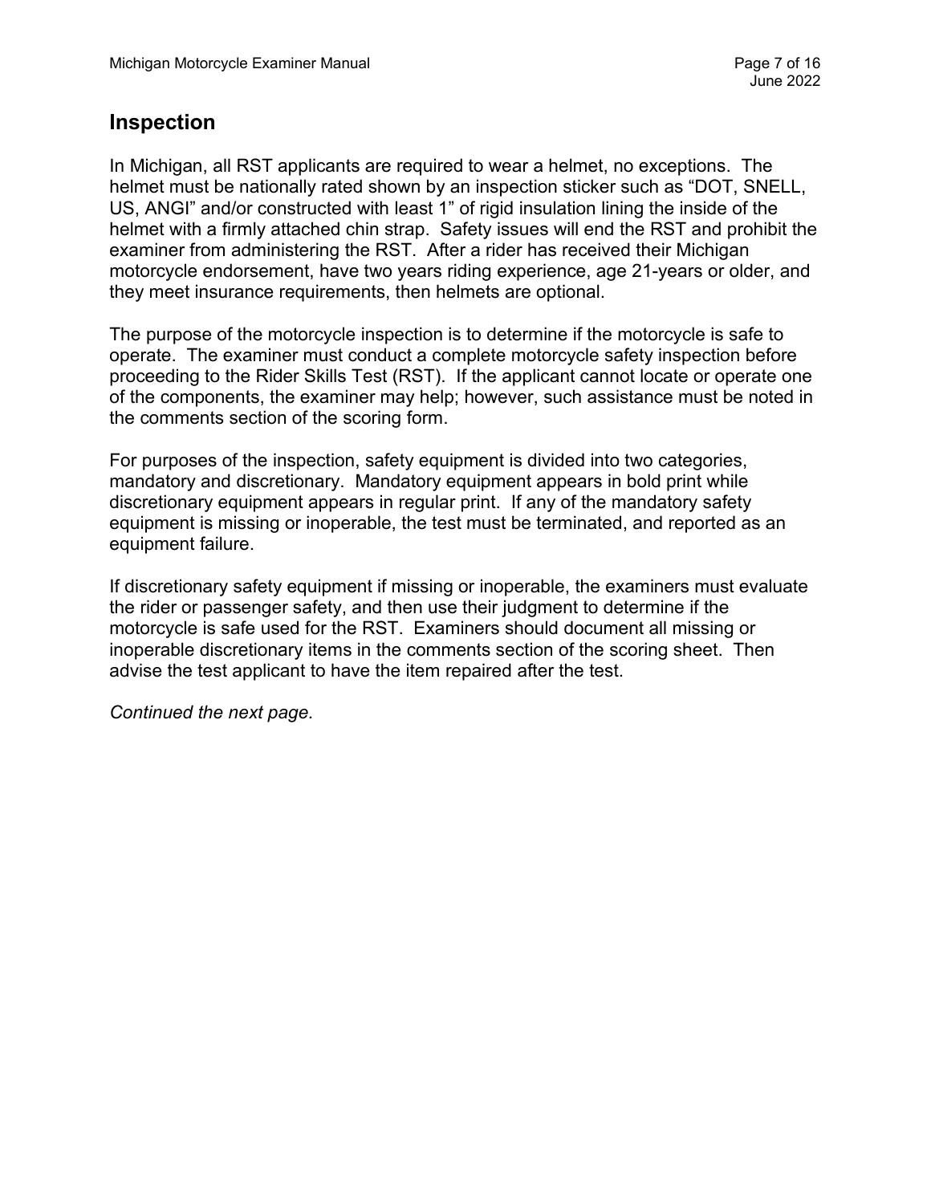## Inspection

In Michigan, all RST applicants are required to wear a helmet, no exceptions. The helmet must be nationally rated shown by an inspection sticker such as "DOT, SNELL, US, ANGI" and/or constructed with least 1" of rigid insulation lining the inside of the helmet with a firmly attached chin strap. Safety issues will end the RST and prohibit the examiner from administering the RST. After a rider has received their Michigan motorcycle endorsement, have two years riding experience, age 21-years or older, and they meet insurance requirements, then helmets are optional.

The purpose of the motorcycle inspection is to determine if the motorcycle is safe to operate. The examiner must conduct a complete motorcycle safety inspection before proceeding to the Rider Skills Test (RST). If the applicant cannot locate or operate one of the components, the examiner may help; however, such assistance must be noted in the comments section of the scoring form.

For purposes of the inspection, safety equipment is divided into two categories, mandatory and discretionary. Mandatory equipment appears in bold print while discretionary equipment appears in regular print. If any of the mandatory safety equipment is missing or inoperable, the test must be terminated, and reported as an equipment failure.

If discretionary safety equipment if missing or inoperable, the examiners must evaluate the rider or passenger safety, and then use their judgment to determine if the motorcycle is safe used for the RST. Examiners should document all missing or inoperable discretionary items in the comments section of the scoring sheet. Then advise the test applicant to have the item repaired after the test.

*Continued the next page.*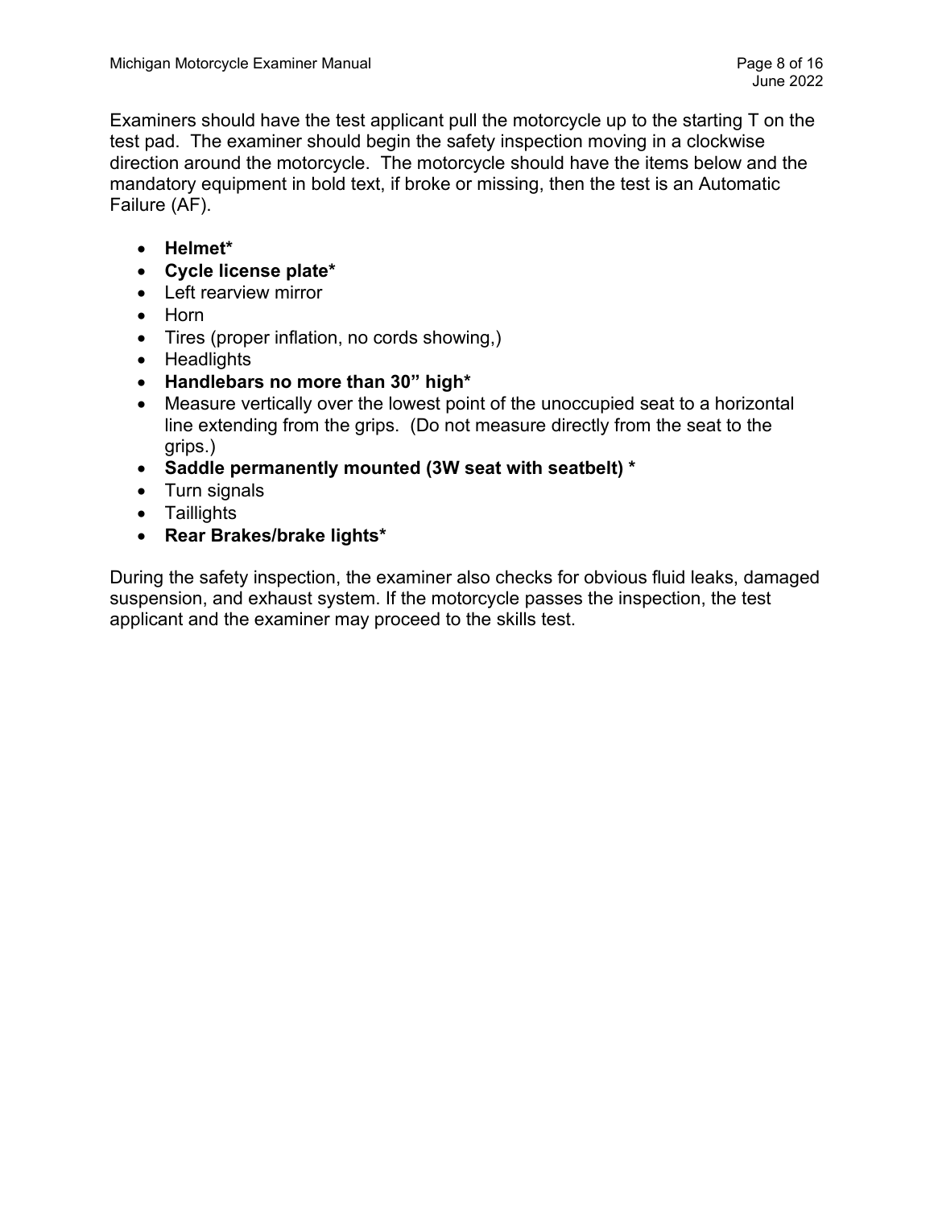Examiners should have the test applicant pull the motorcycle up to the starting T on the test pad. The examiner should begin the safety inspection moving in a clockwise direction around the motorcycle. The motorcycle should have the items below and the mandatory equipment in bold text, if broke or missing, then the test is an Automatic Failure (AF).

- **Helmet***
- **Cycle license plate***
- Left rearview mirror
- Horn
- Tires (proper inflation, no cords showing,)
- Headlights
- **Handlebars no more than 30" high***
- Measure vertically over the lowest point of the unoccupied seat to a horizontal line extending from the grips. (Do not measure directly from the seat to the grips.)
- **Saddle permanently mounted (3W seat with seatbelt) ***
- Turn signals
- Taillights
- **Rear Brakes/brake lights***

During the safety inspection, the examiner also checks for obvious fluid leaks, damaged suspension, and exhaust system. If the motorcycle passes the inspection, the test applicant and the examiner may proceed to the skills test.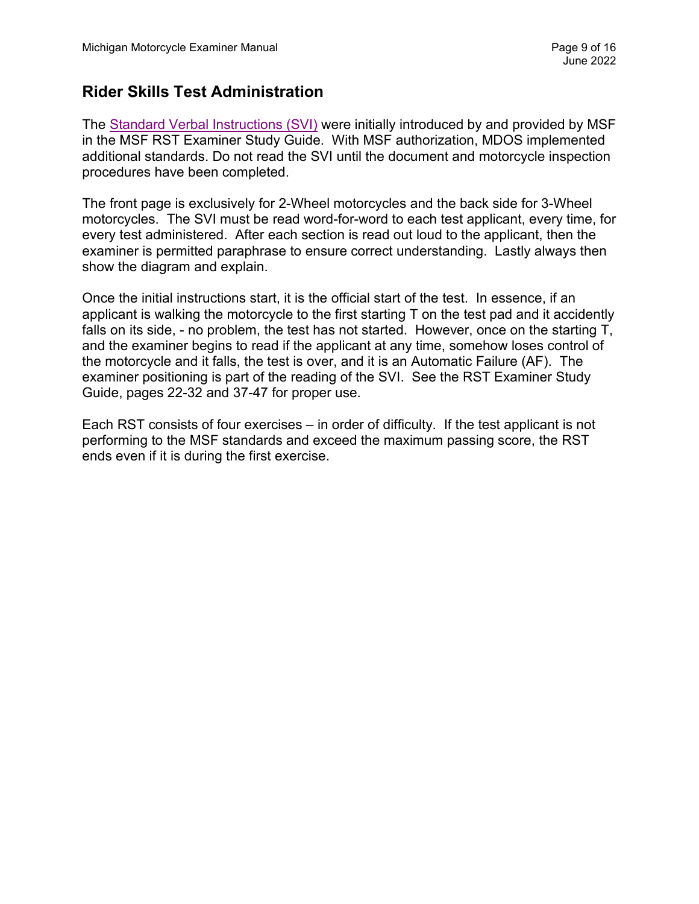## Rider Skills Test Administration

The [Standard Verbal Instructions (SVI)] were initially introduced by and provided by MSF in the MSF RST Examiner Study Guide. With MSF authorization, MDOS implemented additional standards. Do not read the SVI until the document and motorcycle inspection procedures have been completed.

The front page is exclusively for 2-Wheel motorcycles and the back side for 3-Wheel motorcycles. The SVI must be read word-for-word to each test applicant, every time, for every test administered. After each section is read out loud to the applicant, then the examiner is permitted paraphrase to ensure correct understanding. Lastly always then show the diagram and explain.

Once the initial instructions start, it is the official start of the test. In essence, if an applicant is walking the motorcycle to the first starting T on the test pad and it accidently falls on its side, - no problem, the test has not started. However, once on the starting T, and the examiner begins to read if the applicant at any time, somehow loses control of the motorcycle and it falls, the test is over, and it is an Automatic Failure (AF). The examiner positioning is part of the reading of the SVI. See the RST Examiner Study Guide, pages 22-32 and 37-47 for proper use.

Each RST consists of four exercises – in order of difficulty. If the test applicant is not performing to the MSF standards and exceed the maximum passing score, the RST ends even if it is during the first exercise.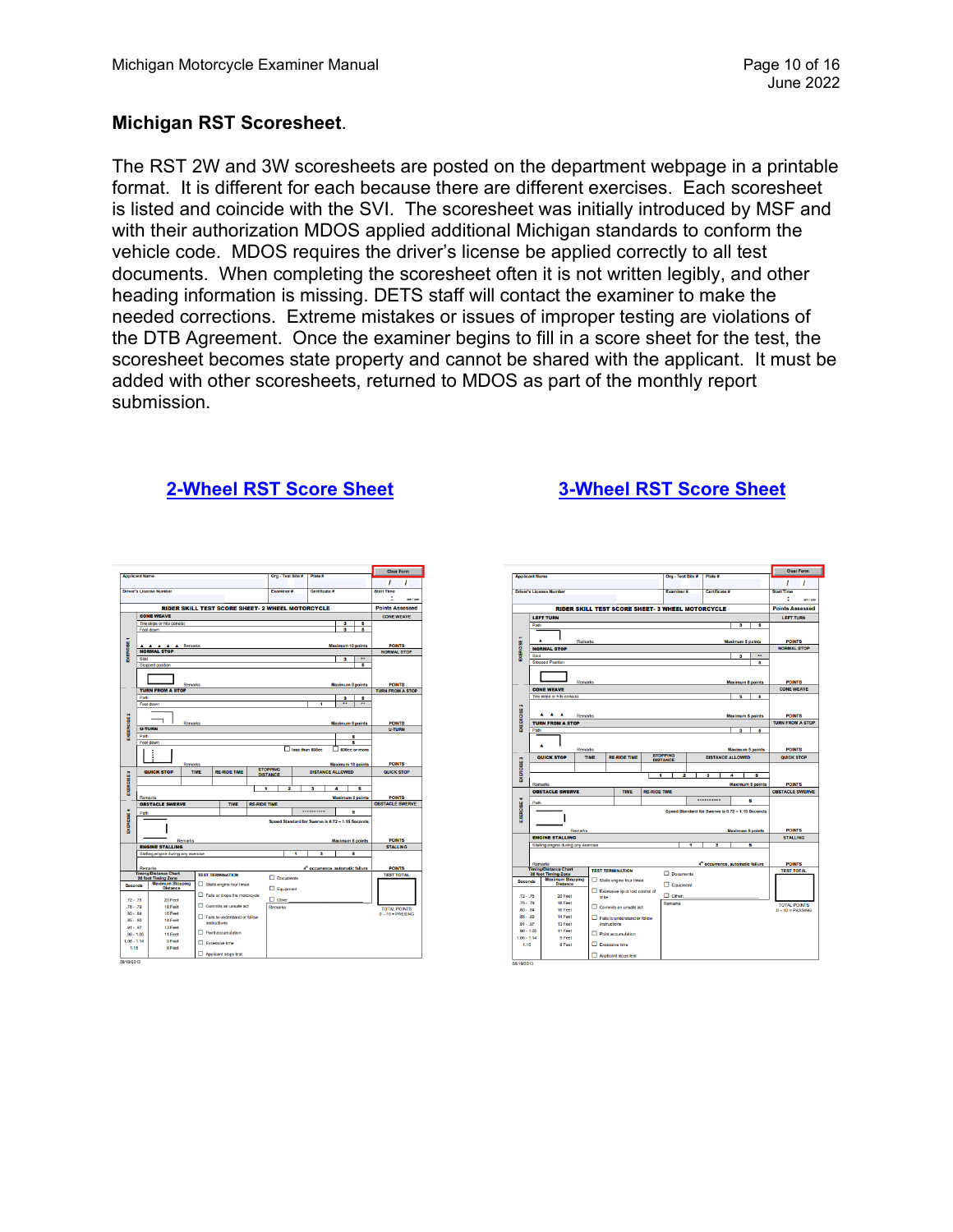**Michigan RST Scoresheet**.

The RST 2W and 3W scoresheets are posted on the department webpage in a printable format. It is different for each because there are different exercises. Each scoresheet is listed and coincide with the SVI. The scoresheet was initially introduced by MSF and with their authorization MDOS applied additional Michigan standards to conform the vehicle code. MDOS requires the driver's license be applied correctly to all test documents. When completing the scoresheet often it is not written legibly, and other heading information is missing. DETS staff will contact the examiner to make the needed corrections. Extreme mistakes or issues of improper testing are violations of the DTB Agreement. Once the examiner begins to fill in a score sheet for the test, the scoresheet becomes state property and cannot be shared with the applicant. It must be added with other scoresheets, returned to MDOS as part of the monthly report submission.

**2-Wheel RST Score Sheet** | **3-Wheel RST Score Sheet**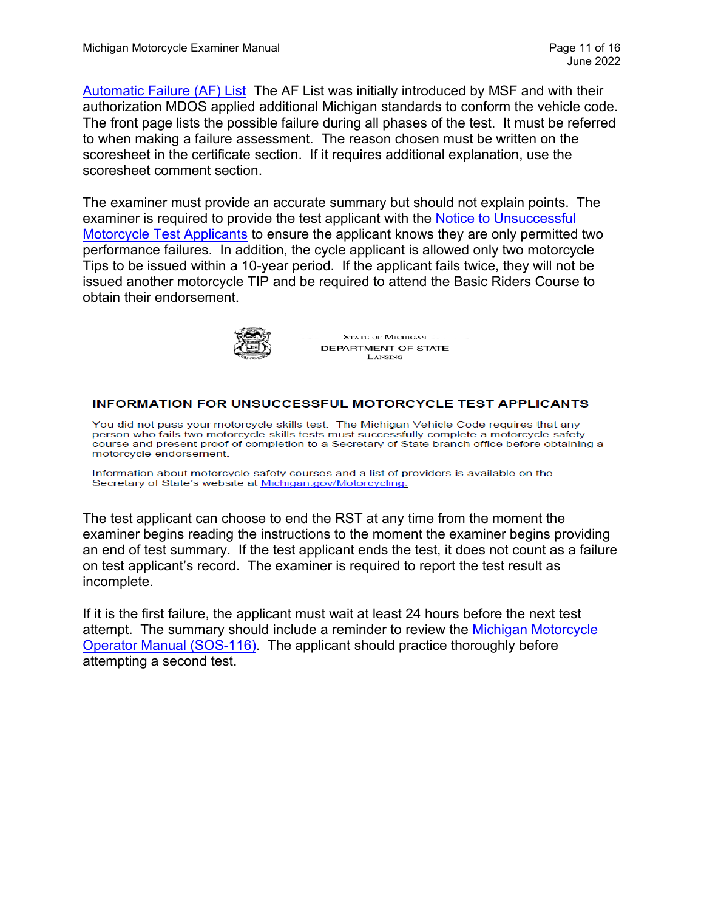[Automatic Failure (AF) List](#) The AF List was initially introduced by MSF and with their authorization MDOS applied additional Michigan standards to conform the vehicle code. The front page lists the possible failure during all phases of the test. It must be referred to when making a failure assessment. The reason chosen must be written on the scoresheet in the certificate section. If it requires additional explanation, use the scoresheet comment section.

The examiner must provide an accurate summary but should not explain points. The examiner is required to provide the test applicant with the [Notice to Unsuccessful Motorcycle Test Applicants](#) to ensure the applicant knows they are only permitted two performance failures. In addition, the cycle applicant is allowed only two motorcycle Tips to be issued within a 10-year period. If the applicant fails twice, they will not be issued another motorcycle TIP and be required to attend the Basic Riders Course to obtain their endorsement.

STATE OF MICHIGAN
DEPARTMENT OF STATE
LANSING

**INFORMATION FOR UNSUCCESSFUL MOTORCYCLE TEST APPLICANTS**

You did not pass your motorcycle skills test. The Michigan Vehicle Code requires that any person who fails two motorcycle skills tests must successfully complete a motorcycle safety course and present proof of completion to a Secretary of State branch office before obtaining a motorcycle endorsement.

Information about motorcycle safety courses and a list of providers is available on the Secretary of State's website at [Michigan.gov/Motorcycling.](#)

The test applicant can choose to end the RST at any time from the moment the examiner begins reading the instructions to the moment the examiner begins providing an end of test summary. If the test applicant ends the test, it does not count as a failure on test applicant's record. The examiner is required to report the test result as incomplete.

If it is the first failure, the applicant must wait at least 24 hours before the next test attempt. The summary should include a reminder to review the [Michigan Motorcycle Operator Manual (SOS-116)](#). The applicant should practice thoroughly before attempting a second test.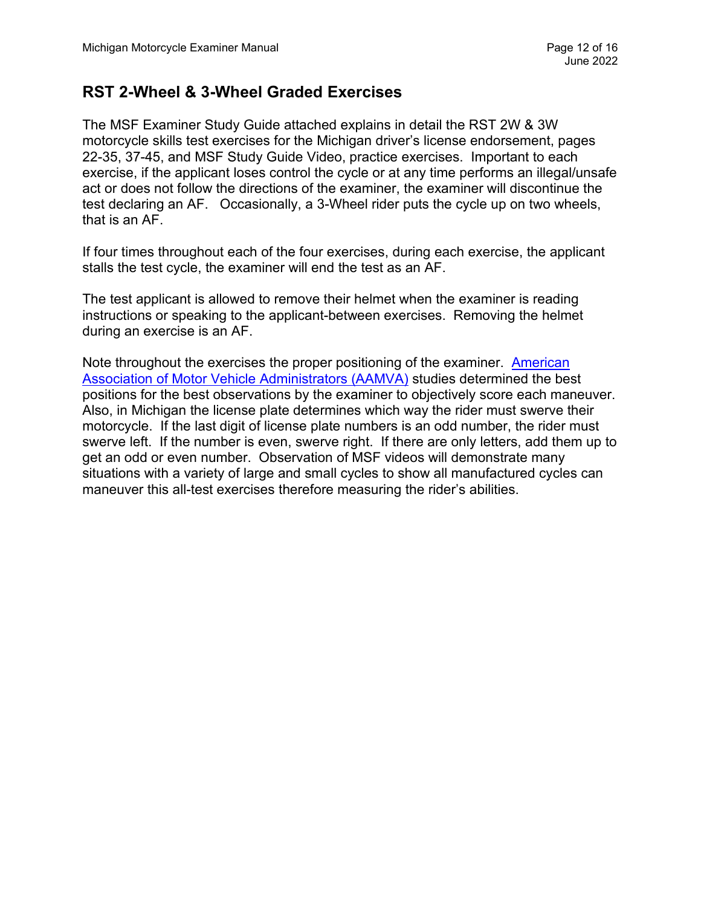## RST 2-Wheel & 3-Wheel Graded Exercises

The MSF Examiner Study Guide attached explains in detail the RST 2W & 3W motorcycle skills test exercises for the Michigan driver's license endorsement, pages 22-35, 37-45, and MSF Study Guide Video, practice exercises. Important to each exercise, if the applicant loses control the cycle or at any time performs an illegal/unsafe act or does not follow the directions of the examiner, the examiner will discontinue the test declaring an AF. Occasionally, a 3-Wheel rider puts the cycle up on two wheels, that is an AF.

If four times throughout each of the four exercises, during each exercise, the applicant stalls the test cycle, the examiner will end the test as an AF.

The test applicant is allowed to remove their helmet when the examiner is reading instructions or speaking to the applicant-between exercises. Removing the helmet during an exercise is an AF.

Note throughout the exercises the proper positioning of the examiner. American Association of Motor Vehicle Administrators (AAMVA) studies determined the best positions for the best observations by the examiner to objectively score each maneuver. Also, in Michigan the license plate determines which way the rider must swerve their motorcycle. If the last digit of license plate numbers is an odd number, the rider must swerve left. If the number is even, swerve right. If there are only letters, add them up to get an odd or even number. Observation of MSF videos will demonstrate many situations with a variety of large and small cycles to show all manufactured cycles can maneuver this all-test exercises therefore measuring the rider's abilities.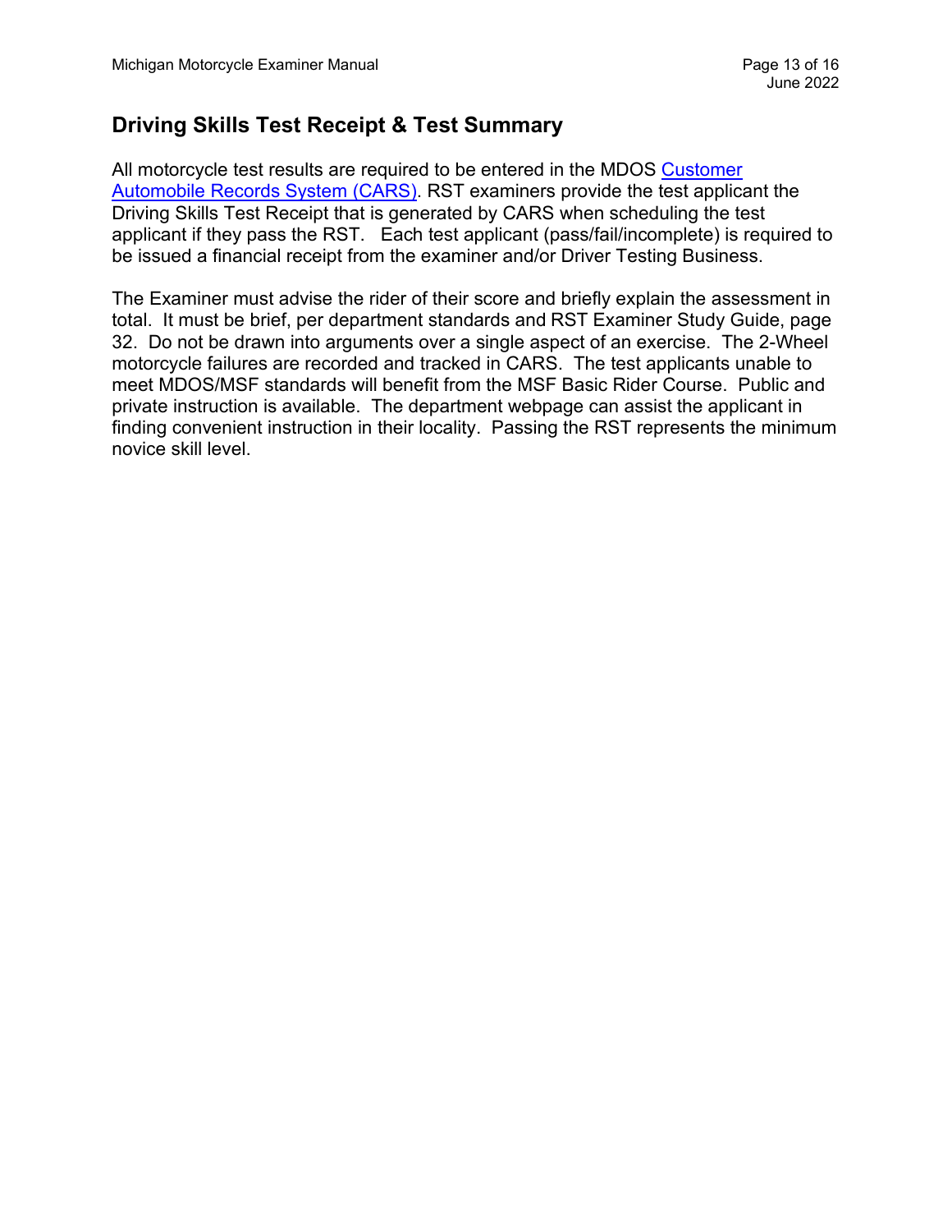## Driving Skills Test Receipt & Test Summary

All motorcycle test results are required to be entered in the MDOS [Customer Automobile Records System (CARS)](). RST examiners provide the test applicant the Driving Skills Test Receipt that is generated by CARS when scheduling the test applicant if they pass the RST. Each test applicant (pass/fail/incomplete) is required to be issued a financial receipt from the examiner and/or Driver Testing Business.

The Examiner must advise the rider of their score and briefly explain the assessment in total. It must be brief, per department standards and RST Examiner Study Guide, page 32. Do not be drawn into arguments over a single aspect of an exercise. The 2-Wheel motorcycle failures are recorded and tracked in CARS. The test applicants unable to meet MDOS/MSF standards will benefit from the MSF Basic Rider Course. Public and private instruction is available. The department webpage can assist the applicant in finding convenient instruction in their locality. Passing the RST represents the minimum novice skill level.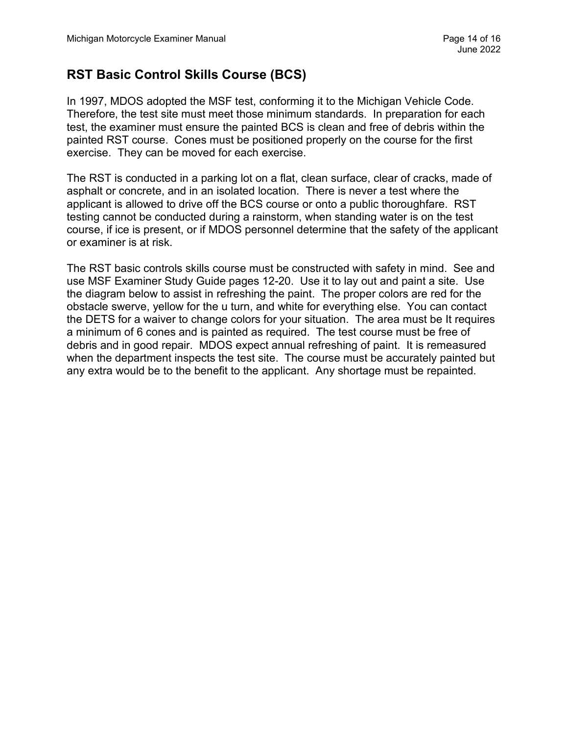## RST Basic Control Skills Course (BCS)

In 1997, MDOS adopted the MSF test, conforming it to the Michigan Vehicle Code. Therefore, the test site must meet those minimum standards. In preparation for each test, the examiner must ensure the painted BCS is clean and free of debris within the painted RST course. Cones must be positioned properly on the course for the first exercise. They can be moved for each exercise.

The RST is conducted in a parking lot on a flat, clean surface, clear of cracks, made of asphalt or concrete, and in an isolated location. There is never a test where the applicant is allowed to drive off the BCS course or onto a public thoroughfare. RST testing cannot be conducted during a rainstorm, when standing water is on the test course, if ice is present, or if MDOS personnel determine that the safety of the applicant or examiner is at risk.

The RST basic controls skills course must be constructed with safety in mind. See and use MSF Examiner Study Guide pages 12-20. Use it to lay out and paint a site. Use the diagram below to assist in refreshing the paint. The proper colors are red for the obstacle swerve, yellow for the u turn, and white for everything else. You can contact the DETS for a waiver to change colors for your situation. The area must be It requires a minimum of 6 cones and is painted as required. The test course must be free of debris and in good repair. MDOS expect annual refreshing of paint. It is remeasured when the department inspects the test site. The course must be accurately painted but any extra would be to the benefit to the applicant. Any shortage must be repainted.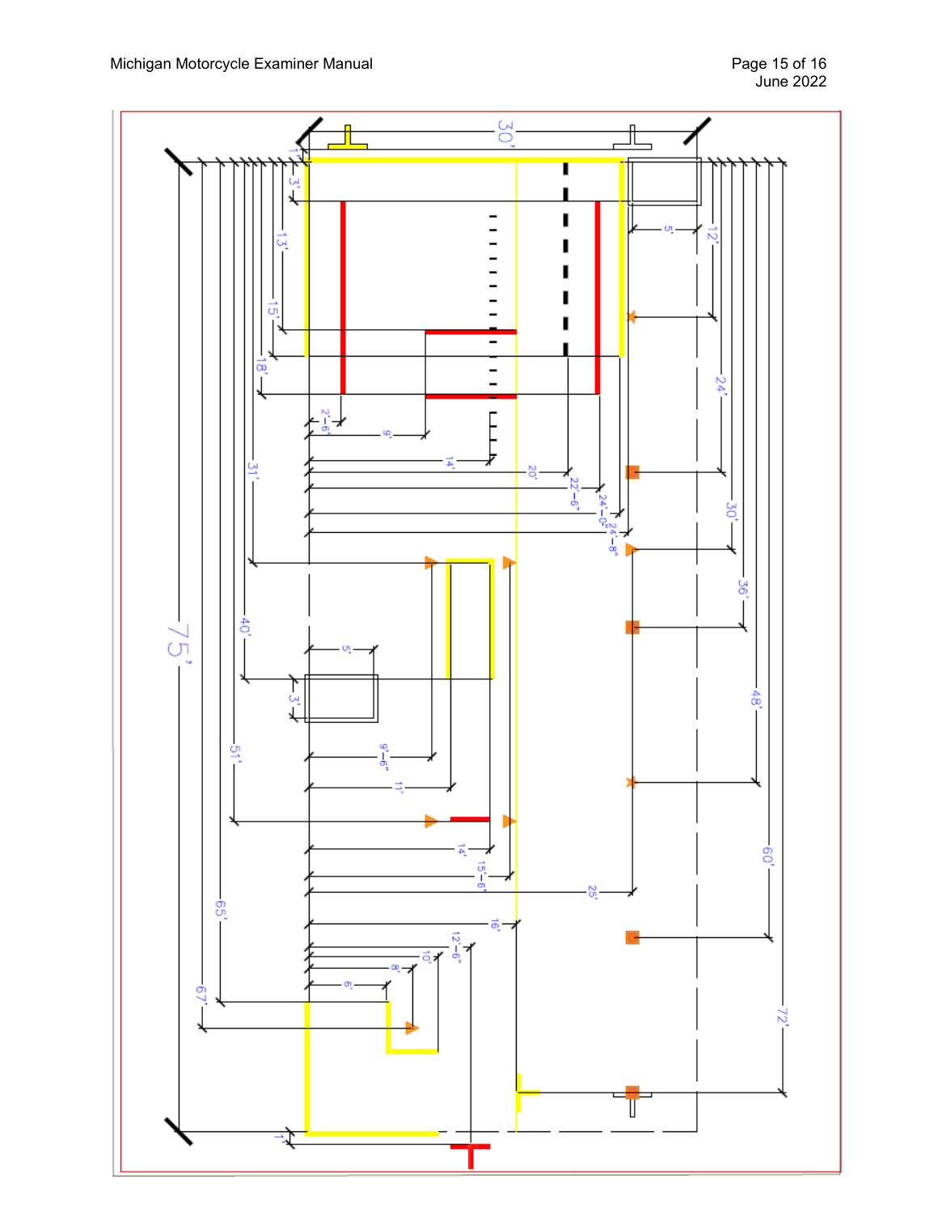30'

75'

1'

3'

13'

15'

18'

2'-6"

9'

14'

20'

22'-6"

24'-0"

24'-8"

31'

40'

5'

3'

9'-6"

11'

51'

14'

15'-6"

25'

16'

12'-6"

10'

8'

6'

65'

67'

1'

5'

12'

24'

30'

36'

48'

60'

72'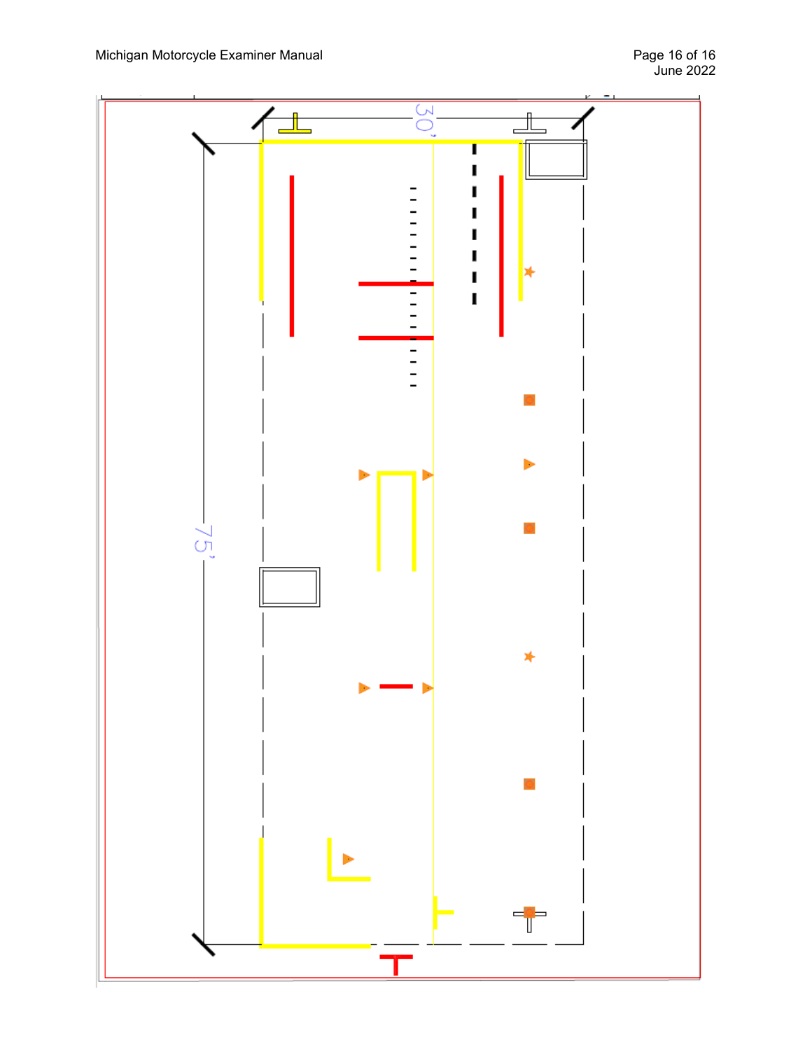30'

75'